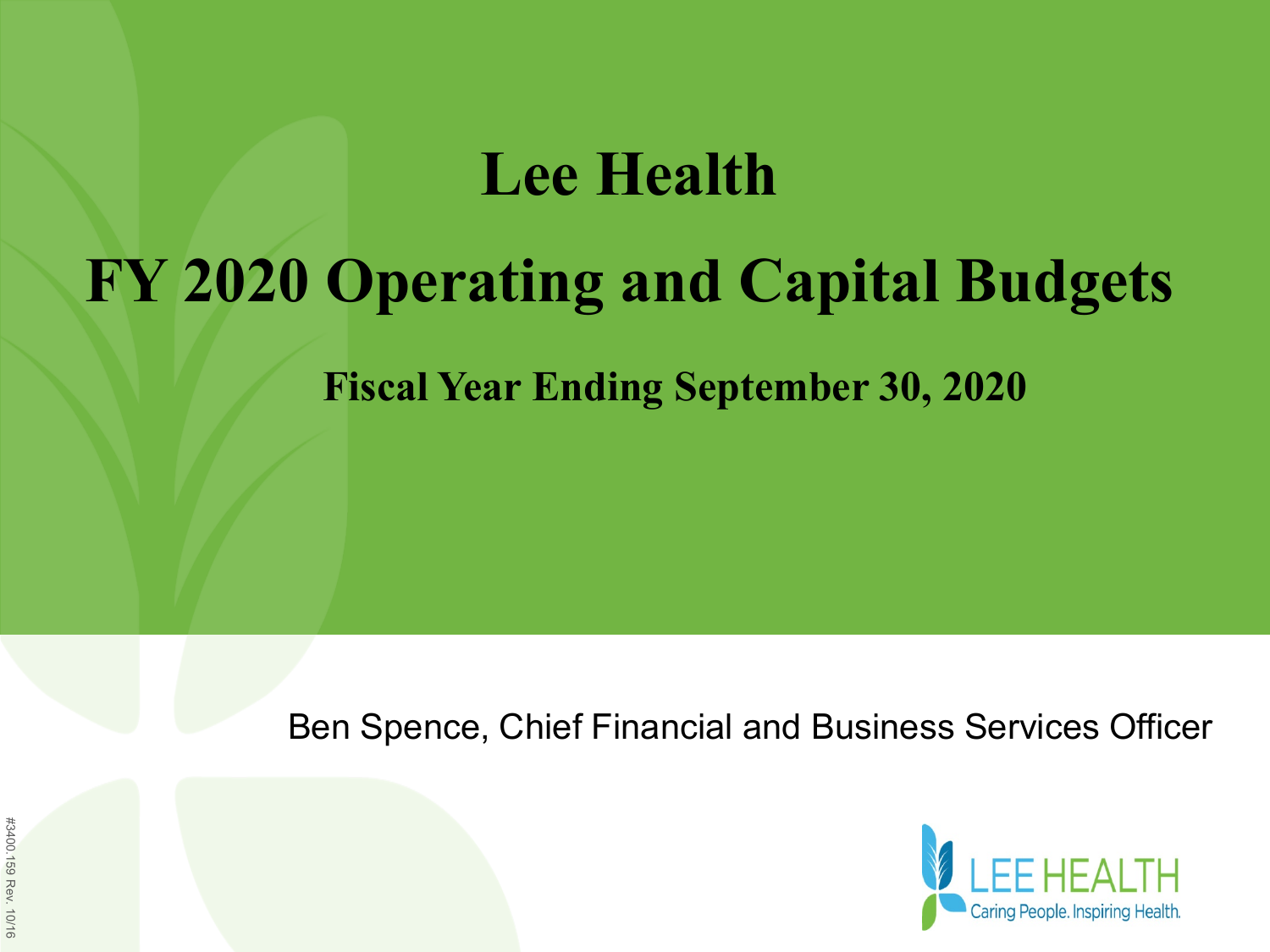# Lee Health

# FY 2020 Operating and Capital Budgets

## Fiscal Year Ending September 30, 2020

Ben Spence, Chief Financial and Business Services Officer

LEE HEALTH

Caring People. Inspiring Health.

#3400.159 Rev. 10/16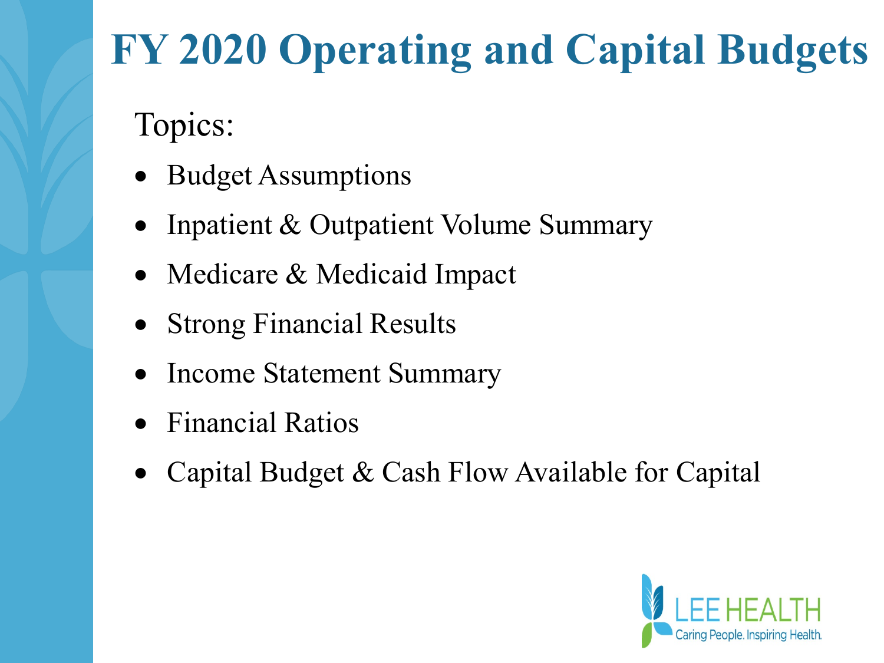# FY 2020 Operating and Capital Budgets

Topics:

- Budget Assumptions
- Inpatient & Outpatient Volume Summary
- Medicare & Medicaid Impact
- Strong Financial Results
- Income Statement Summary
- Financial Ratios
- Capital Budget & Cash Flow Available for Capital

LEE HEALTH
Caring People. Inspiring Health.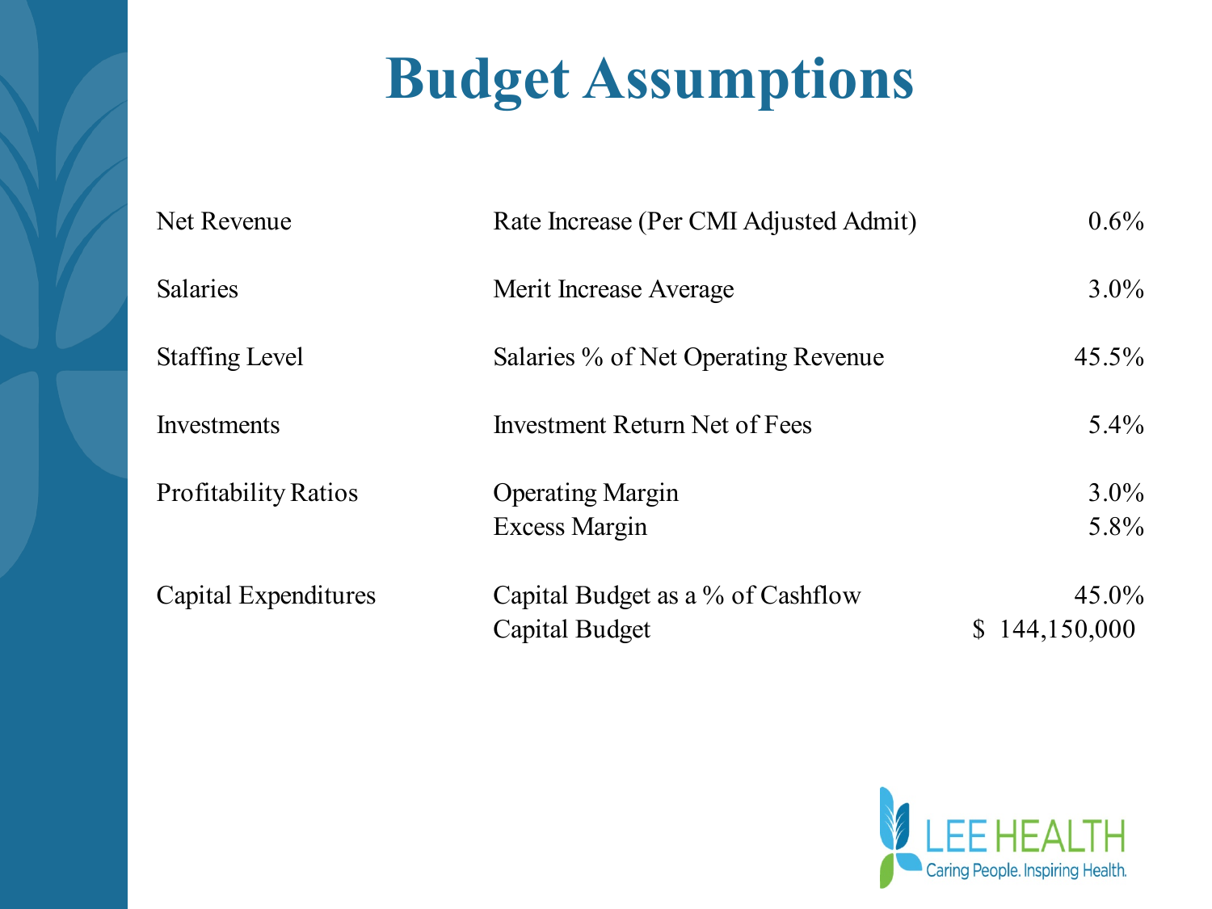# Budget Assumptions

| | | |
|---|---|---|
| Net Revenue | Rate Increase (Per CMI Adjusted Admit) | 0.6% |
| Salaries | Merit Increase Average | 3.0% |
| Staffing Level | Salaries % of Net Operating Revenue | 45.5% |
| Investments | Investment Return Net of Fees | 5.4% |
| Profitability Ratios | Operating Margin | 3.0% |
| | Excess Margin | 5.8% |
| Capital Expenditures | Capital Budget as a % of Cashflow | 45.0% |
| | Capital Budget | $ 144,150,000 |

LEE HEALTH
Caring People. Inspiring Health.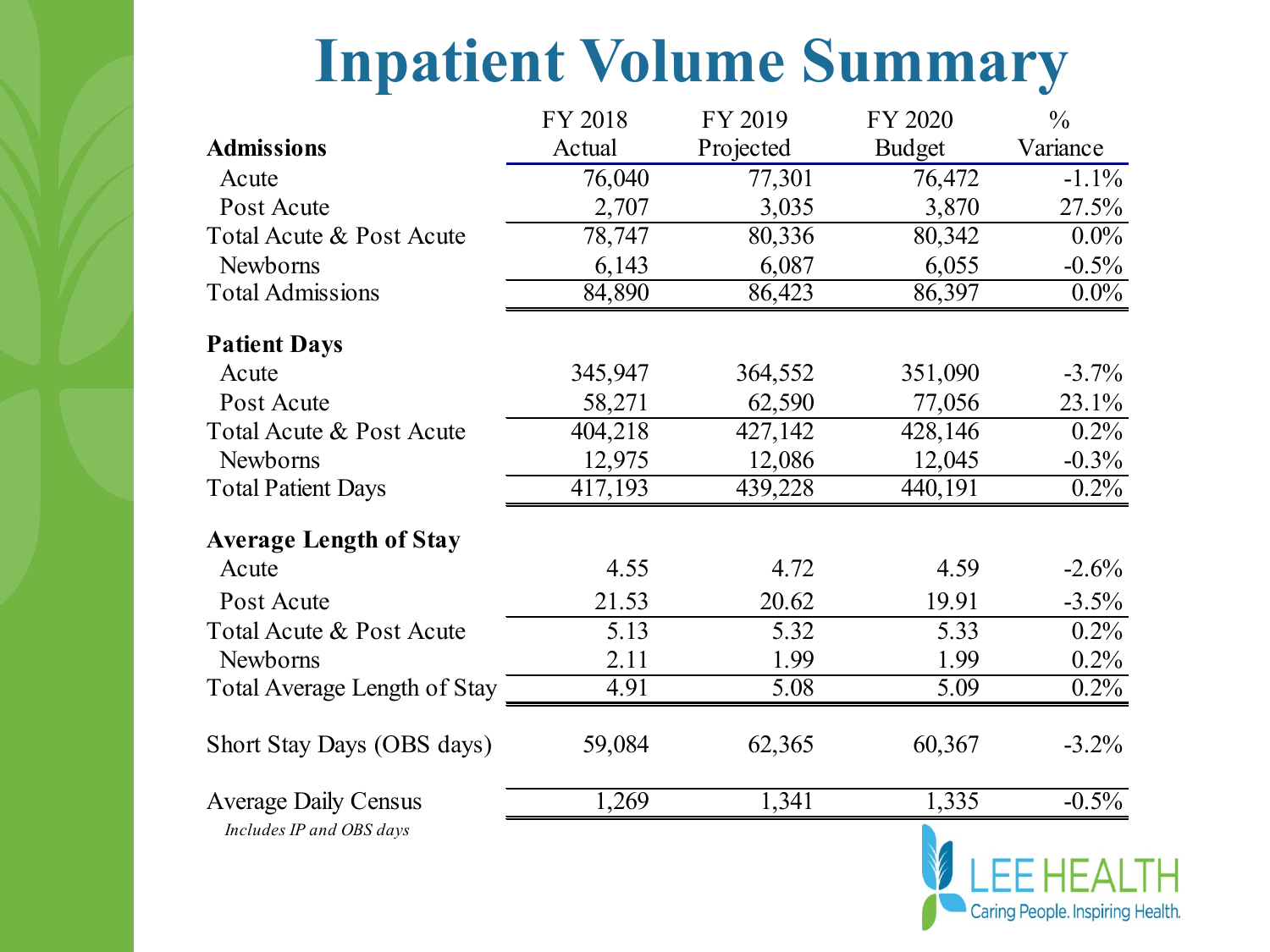# Inpatient Volume Summary

| Admissions | FY 2018 Actual | FY 2019 Projected | FY 2020 Budget | % Variance |
|---|---|---|---|---|
| Acute | 76,040 | 77,301 | 76,472 | -1.1% |
| Post Acute | 2,707 | 3,035 | 3,870 | 27.5% |
| Total Acute & Post Acute | 78,747 | 80,336 | 80,342 | 0.0% |
| Newborns | 6,143 | 6,087 | 6,055 | -0.5% |
| Total Admissions | 84,890 | 86,423 | 86,397 | 0.0% |
| **Patient Days** | | | | |
| Acute | 345,947 | 364,552 | 351,090 | -3.7% |
| Post Acute | 58,271 | 62,590 | 77,056 | 23.1% |
| Total Acute & Post Acute | 404,218 | 427,142 | 428,146 | 0.2% |
| Newborns | 12,975 | 12,086 | 12,045 | -0.3% |
| Total Patient Days | 417,193 | 439,228 | 440,191 | 0.2% |
| **Average Length of Stay** | | | | |
| Acute | 4.55 | 4.72 | 4.59 | -2.6% |
| Post Acute | 21.53 | 20.62 | 19.91 | -3.5% |
| Total Acute & Post Acute | 5.13 | 5.32 | 5.33 | 0.2% |
| Newborns | 2.11 | 1.99 | 1.99 | 0.2% |
| Total Average Length of Stay | 4.91 | 5.08 | 5.09 | 0.2% |
| Short Stay Days (OBS days) | 59,084 | 62,365 | 60,367 | -3.2% |
| Average Daily Census | 1,269 | 1,341 | 1,335 | -0.5% |

*Includes IP and OBS days*

LEE HEALTH
Caring People. Inspiring Health.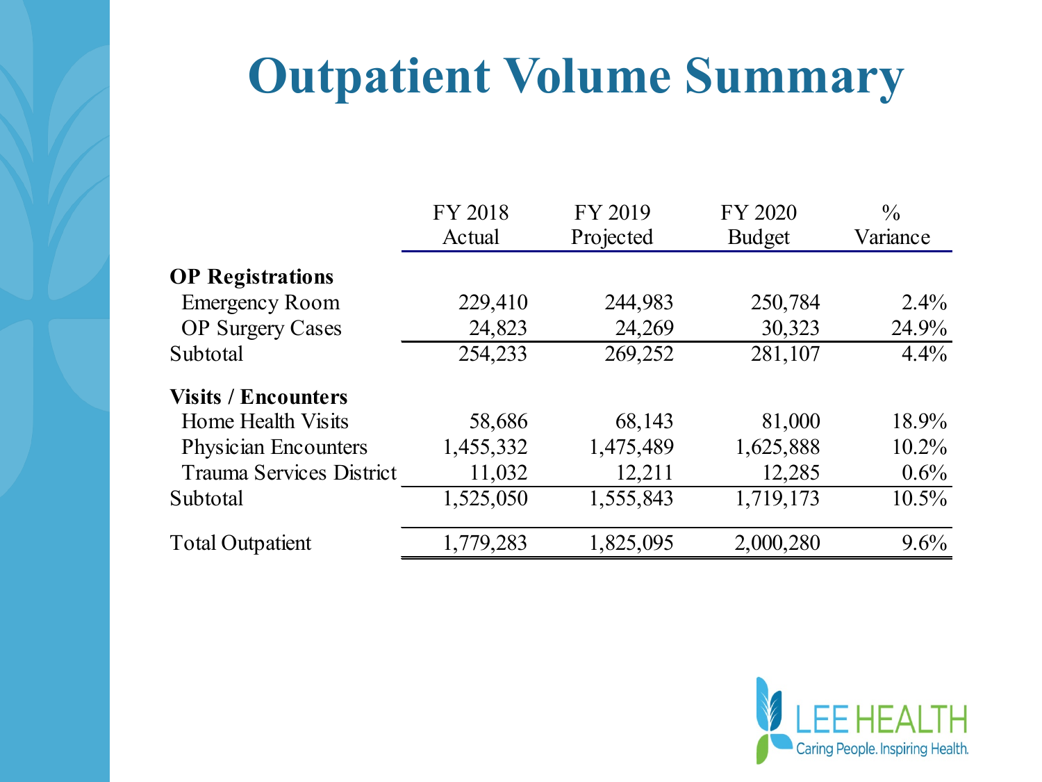# Outpatient Volume Summary

| | FY 2018 Actual | FY 2019 Projected | FY 2020 Budget | % Variance |
|---|---|---|---|---|
| **OP Registrations** | | | | |
| Emergency Room | 229,410 | 244,983 | 250,784 | 2.4% |
| OP Surgery Cases | 24,823 | 24,269 | 30,323 | 24.9% |
| Subtotal | 254,233 | 269,252 | 281,107 | 4.4% |
| **Visits / Encounters** | | | | |
| Home Health Visits | 58,686 | 68,143 | 81,000 | 18.9% |
| Physician Encounters | 1,455,332 | 1,475,489 | 1,625,888 | 10.2% |
| Trauma Services District | 11,032 | 12,211 | 12,285 | 0.6% |
| Subtotal | 1,525,050 | 1,555,843 | 1,719,173 | 10.5% |
| Total Outpatient | 1,779,283 | 1,825,095 | 2,000,280 | 9.6% |

LEE HEALTH
Caring People. Inspiring Health.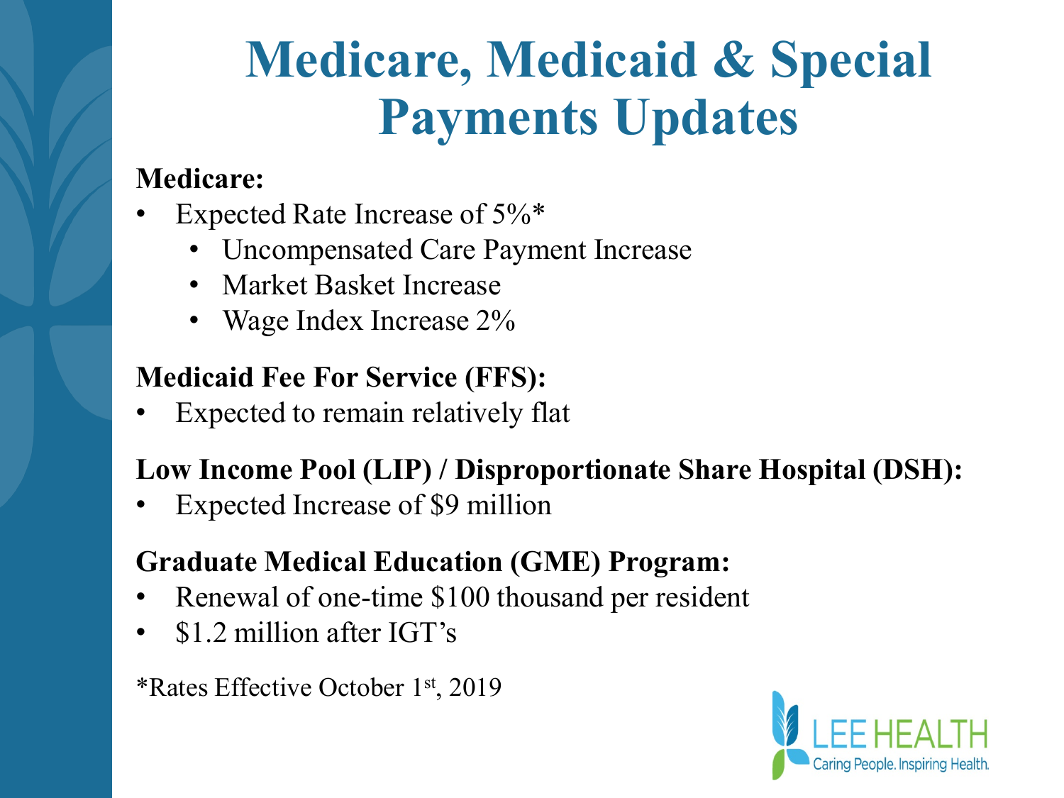# Medicare, Medicaid & Special Payments Updates

**Medicare:**

- Expected Rate Increase of 5%*
  - Uncompensated Care Payment Increase
  - Market Basket Increase
  - Wage Index Increase 2%

**Medicaid Fee For Service (FFS):**

- Expected to remain relatively flat

**Low Income Pool (LIP) / Disproportionate Share Hospital (DSH):**

- Expected Increase of $9 million

**Graduate Medical Education (GME) Program:**

- Renewal of one-time $100 thousand per resident
- $1.2 million after IGT's

*Rates Effective October 1st, 2019

LEE HEALTH
Caring People. Inspiring Health.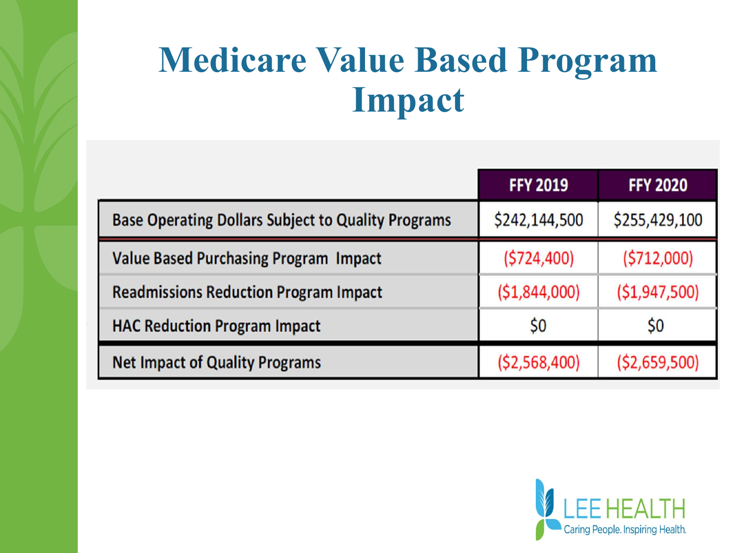# Medicare Value Based Program Impact

| | FFY 2019 | FFY 2020 |
|---|---|---|
| Base Operating Dollars Subject to Quality Programs | $242,144,500 | $255,429,100 |
| Value Based Purchasing Program Impact | ($724,400) | ($712,000) |
| Readmissions Reduction Program Impact | ($1,844,000) | ($1,947,500) |
| HAC Reduction Program Impact | $0 | $0 |
| Net Impact of Quality Programs | ($2,568,400) | ($2,659,500) |

LEE HEALTH
Caring People. Inspiring Health.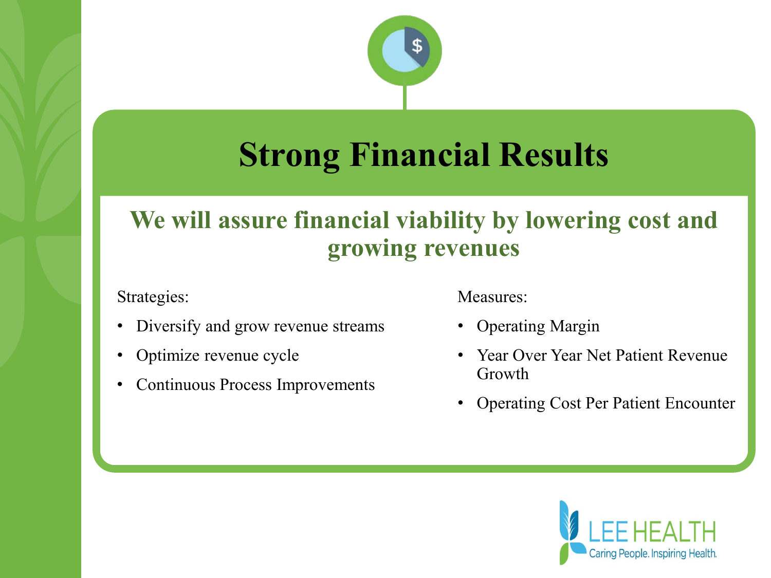# Strong Financial Results

## We will assure financial viability by lowering cost and growing revenues

Strategies:

- Diversify and grow revenue streams
- Optimize revenue cycle
- Continuous Process Improvements

Measures:

- Operating Margin
- Year Over Year Net Patient Revenue Growth
- Operating Cost Per Patient Encounter

LEE HEALTH
Caring People. Inspiring Health.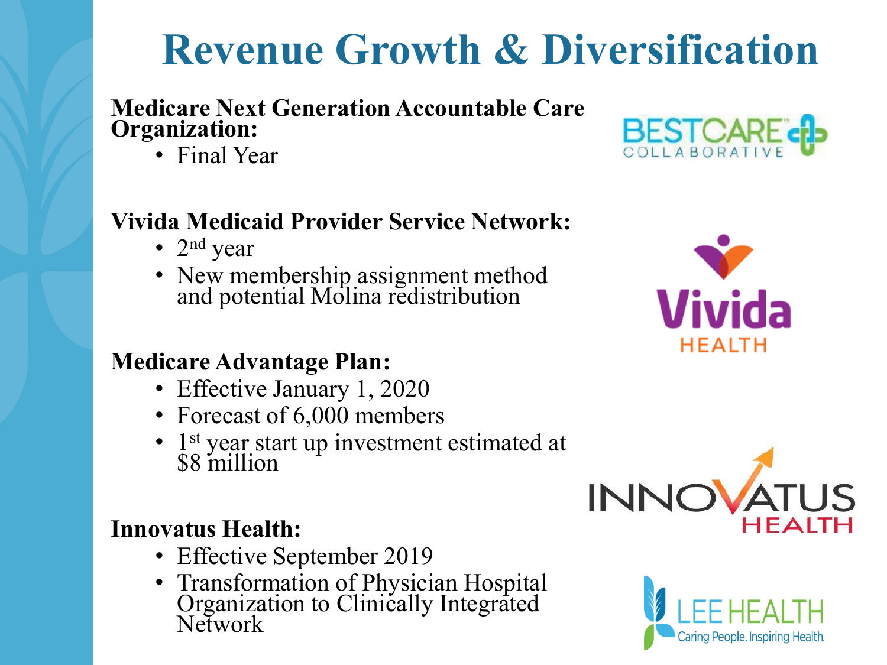# Revenue Growth & Diversification

**Medicare Next Generation Accountable Care Organization:**

- Final Year

**Vivida Medicaid Provider Service Network:**

- 2nd year
- New membership assignment method and potential Molina redistribution

**Medicare Advantage Plan:**

- Effective January 1, 2020
- Forecast of 6,000 members
- 1st year start up investment estimated at $8 million

**Innovatus Health:**

- Effective September 2019
- Transformation of Physician Hospital Organization to Clinically Integrated Network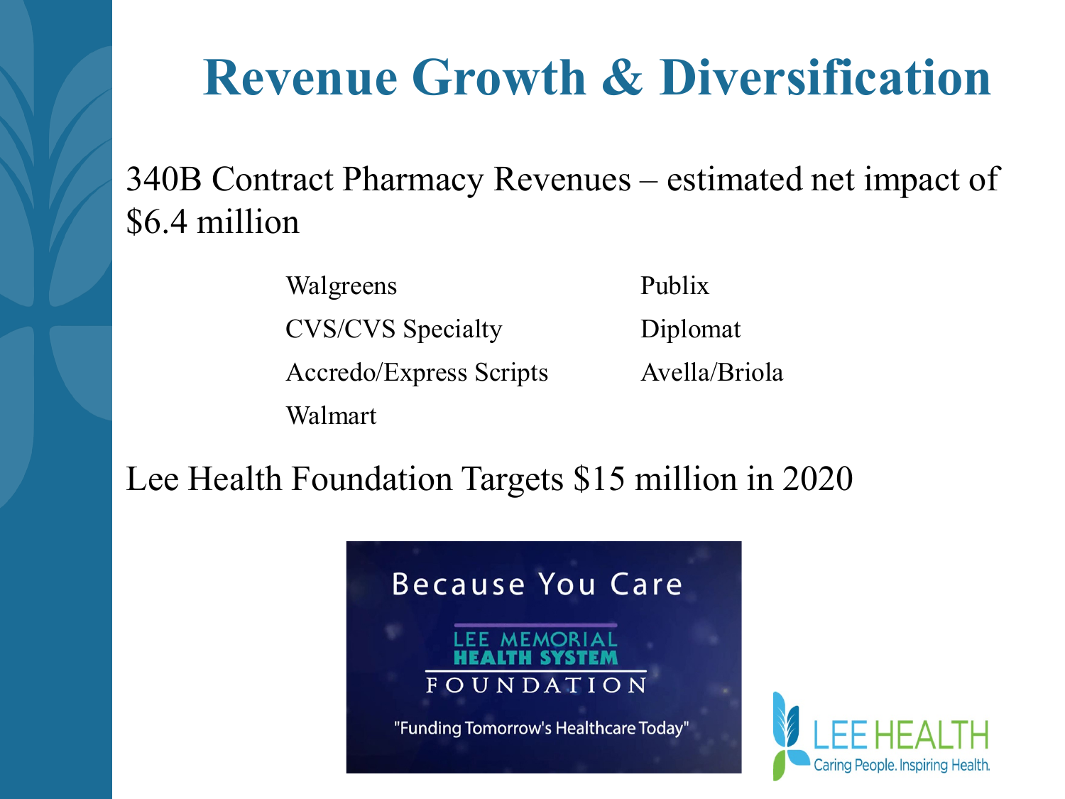# Revenue Growth & Diversification

340B Contract Pharmacy Revenues – estimated net impact of $6.4 million

- Walgreens
- CVS/CVS Specialty
- Accredo/Express Scripts
- Walmart
- Publix
- Diplomat
- Avella/Briola

Lee Health Foundation Targets $15 million in 2020

Because You Care

LEE MEMORIAL HEALTH SYSTEM FOUNDATION

"Funding Tomorrow's Healthcare Today"

LEE HEALTH
Caring People. Inspiring Health.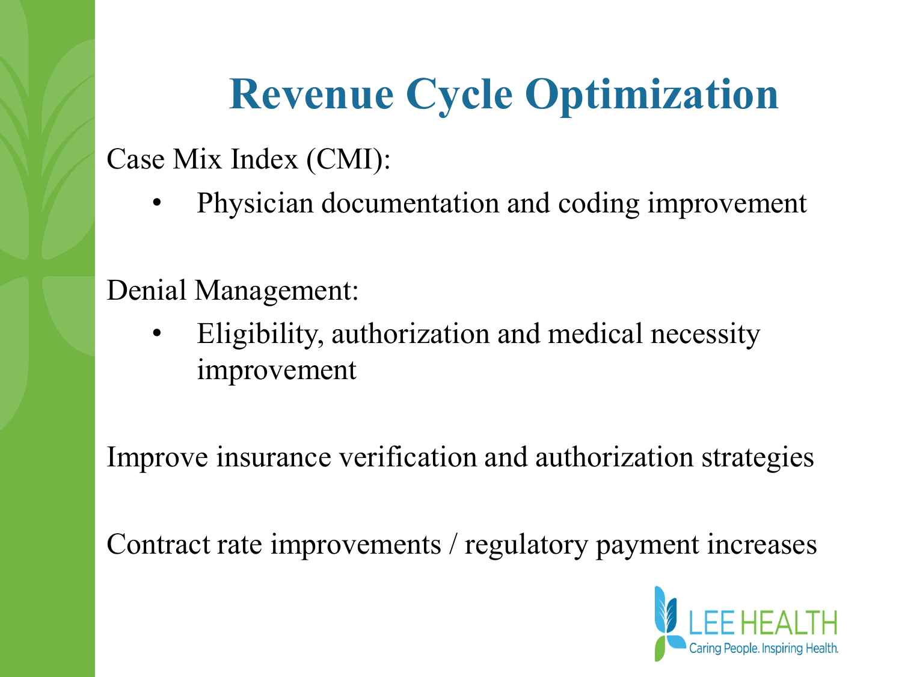# Revenue Cycle Optimization

Case Mix Index (CMI):

- Physician documentation and coding improvement

Denial Management:

- Eligibility, authorization and medical necessity improvement

Improve insurance verification and authorization strategies

Contract rate improvements / regulatory payment increases

LEE HEALTH
Caring People. Inspiring Health.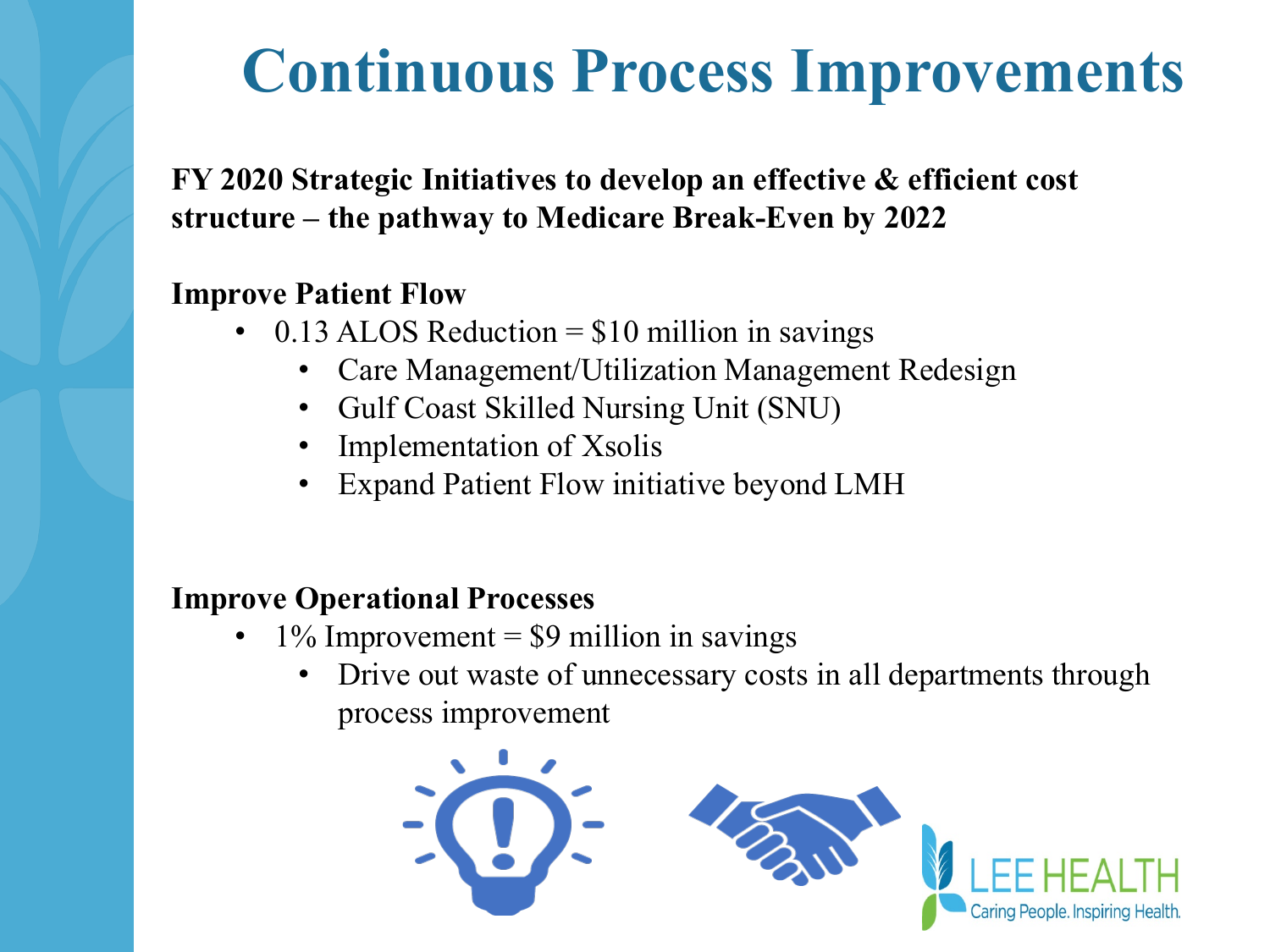# Continuous Process Improvements

**FY 2020 Strategic Initiatives to develop an effective & efficient cost structure – the pathway to Medicare Break-Even by 2022**

**Improve Patient Flow**

- 0.13 ALOS Reduction = $10 million in savings
  - Care Management/Utilization Management Redesign
  - Gulf Coast Skilled Nursing Unit (SNU)
  - Implementation of Xsolis
  - Expand Patient Flow initiative beyond LMH

**Improve Operational Processes**

- 1% Improvement = $9 million in savings
  - Drive out waste of unnecessary costs in all departments through process improvement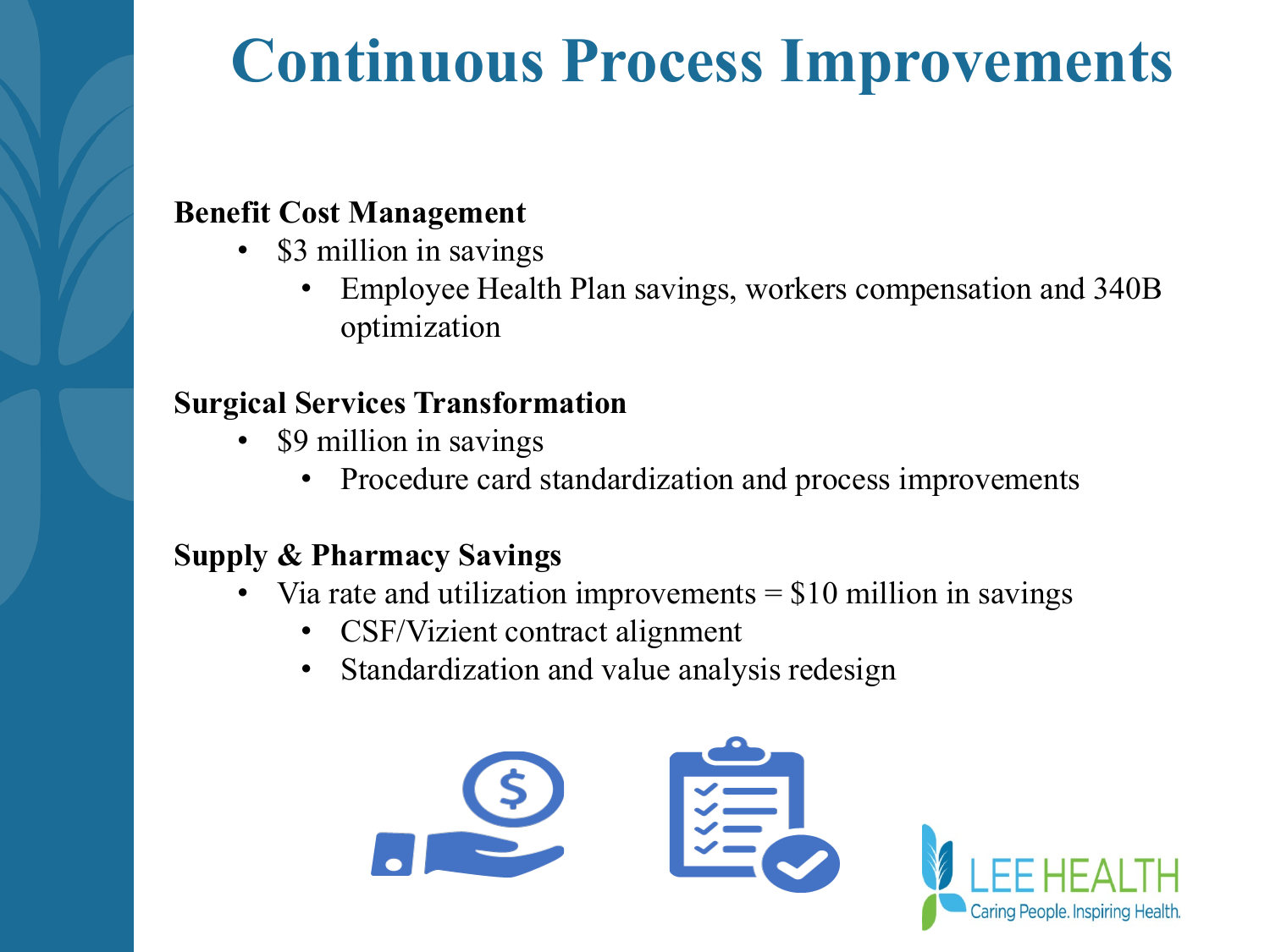# Continuous Process Improvements

**Benefit Cost Management**

- $3 million in savings
  - Employee Health Plan savings, workers compensation and 340B optimization

**Surgical Services Transformation**

- $9 million in savings
  - Procedure card standardization and process improvements

**Supply & Pharmacy Savings**

- Via rate and utilization improvements = $10 million in savings
  - CSF/Vizient contract alignment
  - Standardization and value analysis redesign

LEE HEALTH
Caring People. Inspiring Health.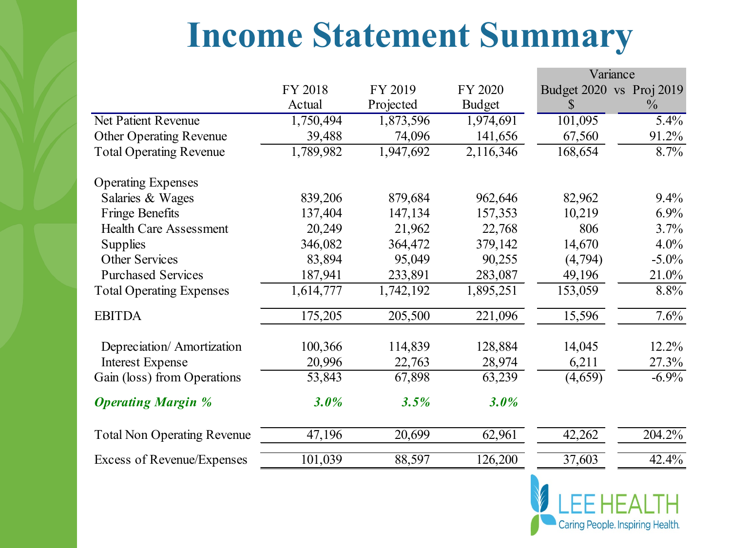# Income Statement Summary

| | FY 2018 Actual | FY 2019 Projected | FY 2020 Budget | Variance Budget 2020 vs Proj 2019 $ | Variance Budget 2020 vs Proj 2019 % |
|---|---|---|---|---|---|
| Net Patient Revenue | 1,750,494 | 1,873,596 | 1,974,691 | 101,095 | 5.4% |
| Other Operating Revenue | 39,488 | 74,096 | 141,656 | 67,560 | 91.2% |
| Total Operating Revenue | 1,789,982 | 1,947,692 | 2,116,346 | 168,654 | 8.7% |
| | | | | | |
| Operating Expenses | | | | | |
| Salaries & Wages | 839,206 | 879,684 | 962,646 | 82,962 | 9.4% |
| Fringe Benefits | 137,404 | 147,134 | 157,353 | 10,219 | 6.9% |
| Health Care Assessment | 20,249 | 21,962 | 22,768 | 806 | 3.7% |
| Supplies | 346,082 | 364,472 | 379,142 | 14,670 | 4.0% |
| Other Services | 83,894 | 95,049 | 90,255 | (4,794) | -5.0% |
| Purchased Services | 187,941 | 233,891 | 283,087 | 49,196 | 21.0% |
| Total Operating Expenses | 1,614,777 | 1,742,192 | 1,895,251 | 153,059 | 8.8% |
| | | | | | |
| EBITDA | 175,205 | 205,500 | 221,096 | 15,596 | 7.6% |
| | | | | | |
| Depreciation/ Amortization | 100,366 | 114,839 | 128,884 | 14,045 | 12.2% |
| Interest Expense | 20,996 | 22,763 | 28,974 | 6,211 | 27.3% |
| Gain (loss) from Operations | 53,843 | 67,898 | 63,239 | (4,659) | -6.9% |
| | | | | | |
| ***Operating Margin %*** | ***3.0%*** | ***3.5%*** | ***3.0%*** | | |
| | | | | | |
| Total Non Operating Revenue | 47,196 | 20,699 | 62,961 | 42,262 | 204.2% |
| Excess of Revenue/Expenses | 101,039 | 88,597 | 126,200 | 37,603 | 42.4% |

LEE HEALTH
Caring People. Inspiring Health.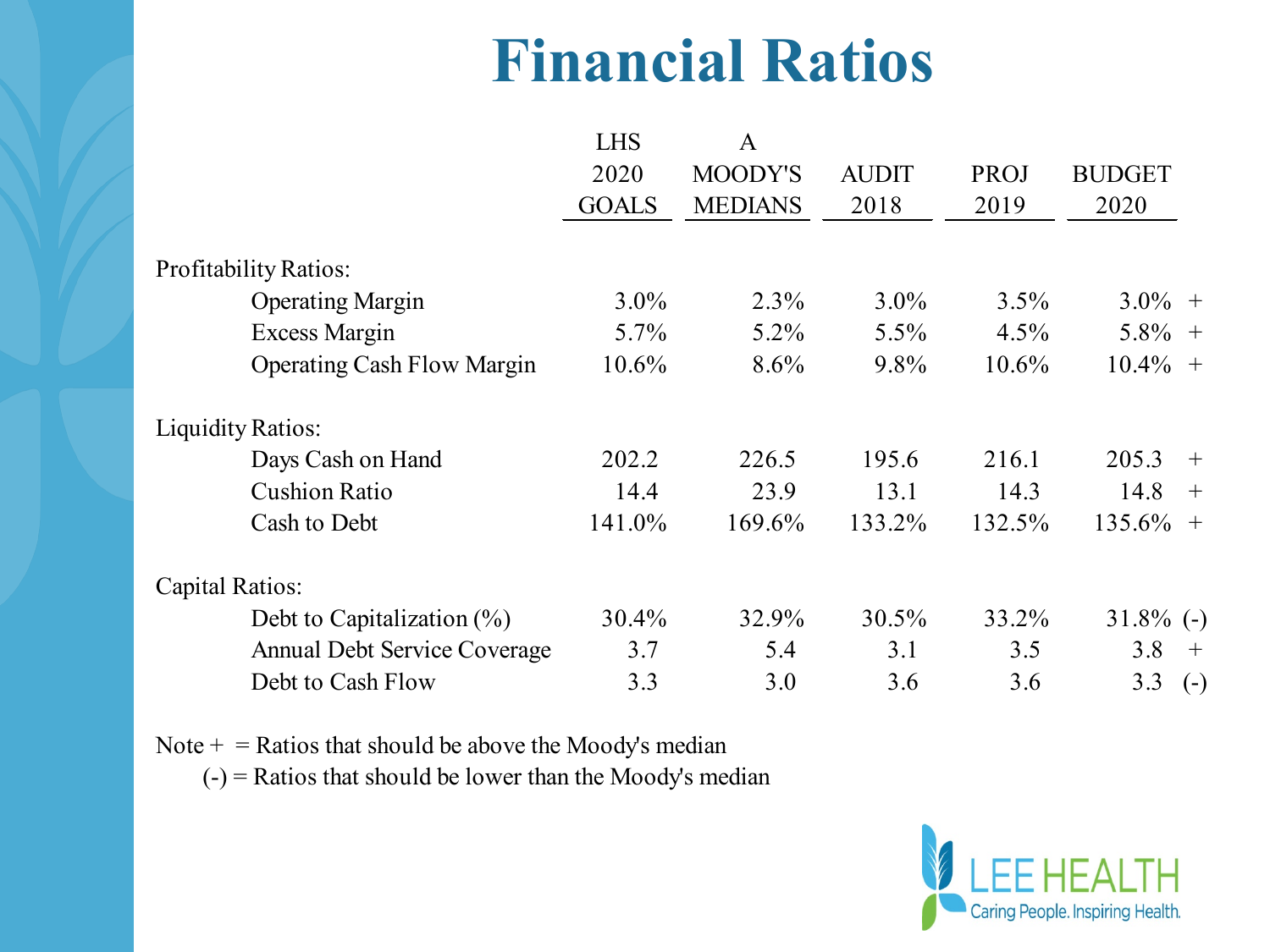# Financial Ratios

| | LHS 2020 GOALS | A MOODY'S MEDIANS | AUDIT 2018 | PROJ 2019 | BUDGET 2020 | |
|---|---|---|---|---|---|---|
| **Profitability Ratios:** | | | | | | |
| Operating Margin | 3.0% | 2.3% | 3.0% | 3.5% | 3.0% | + |
| Excess Margin | 5.7% | 5.2% | 5.5% | 4.5% | 5.8% | + |
| Operating Cash Flow Margin | 10.6% | 8.6% | 9.8% | 10.6% | 10.4% | + |
| **Liquidity Ratios:** | | | | | | |
| Days Cash on Hand | 202.2 | 226.5 | 195.6 | 216.1 | 205.3 | + |
| Cushion Ratio | 14.4 | 23.9 | 13.1 | 14.3 | 14.8 | + |
| Cash to Debt | 141.0% | 169.6% | 133.2% | 132.5% | 135.6% | + |
| **Capital Ratios:** | | | | | | |
| Debt to Capitalization (%) | 30.4% | 32.9% | 30.5% | 33.2% | 31.8% | (-) |
| Annual Debt Service Coverage | 3.7 | 5.4 | 3.1 | 3.5 | 3.8 | + |
| Debt to Cash Flow | 3.3 | 3.0 | 3.6 | 3.6 | 3.3 | (-) |

Note + = Ratios that should be above the Moody's median
(-) = Ratios that should be lower than the Moody's median

LEE HEALTH
Caring People. Inspiring Health.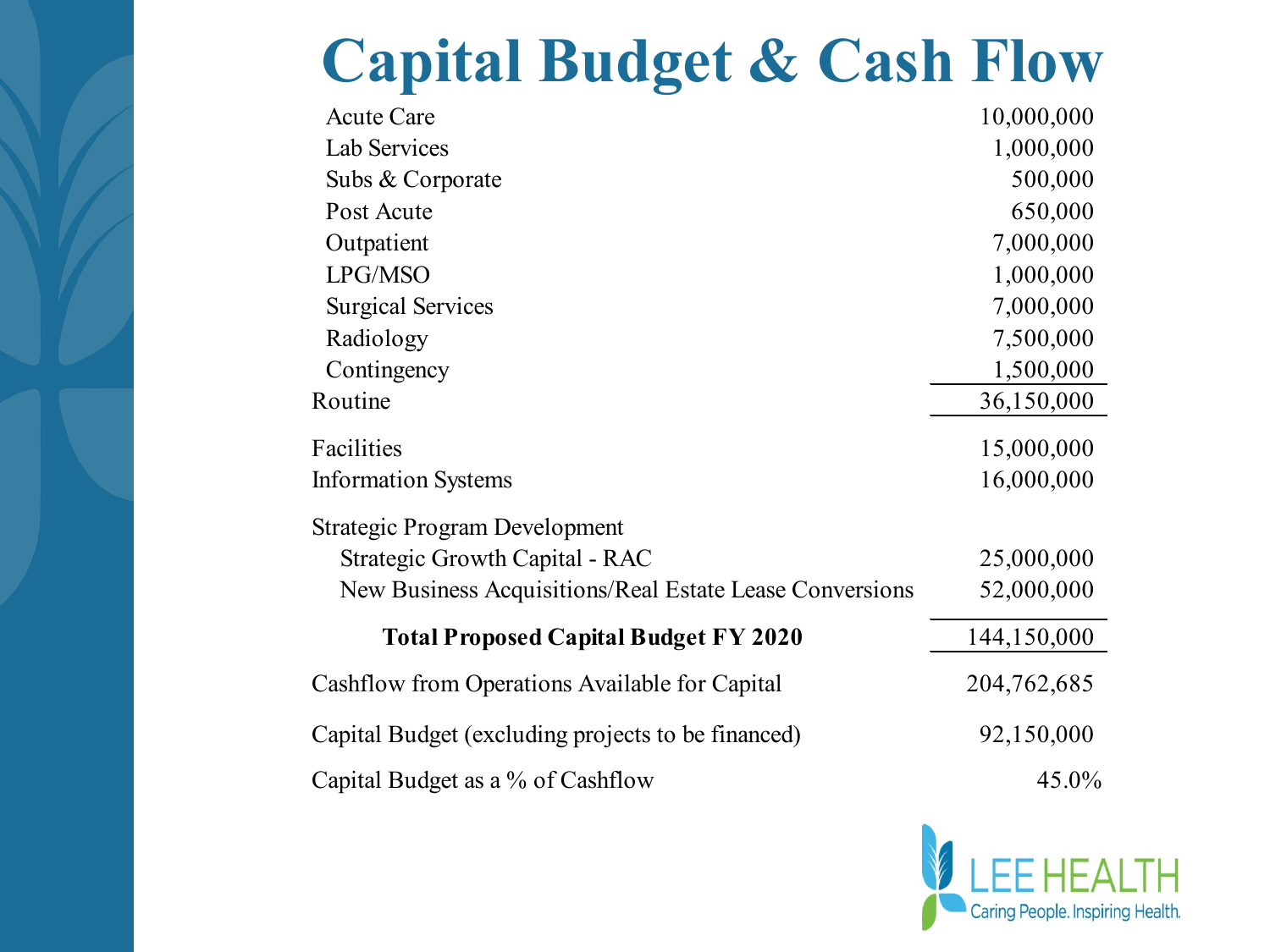# Capital Budget & Cash Flow

| | |
|---|---|
| Acute Care | 10,000,000 |
| Lab Services | 1,000,000 |
| Subs & Corporate | 500,000 |
| Post Acute | 650,000 |
| Outpatient | 7,000,000 |
| LPG/MSO | 1,000,000 |
| Surgical Services | 7,000,000 |
| Radiology | 7,500,000 |
| Contingency | 1,500,000 |
| Routine | 36,150,000 |
| Facilities | 15,000,000 |
| Information Systems | 16,000,000 |
| Strategic Program Development | |
| Strategic Growth Capital - RAC | 25,000,000 |
| New Business Acquisitions/Real Estate Lease Conversions | 52,000,000 |
| **Total Proposed Capital Budget FY 2020** | 144,150,000 |
| Cashflow from Operations Available for Capital | 204,762,685 |
| Capital Budget (excluding projects to be financed) | 92,150,000 |
| Capital Budget as a % of Cashflow | 45.0% |

LEE HEALTH
Caring People. Inspiring Health.